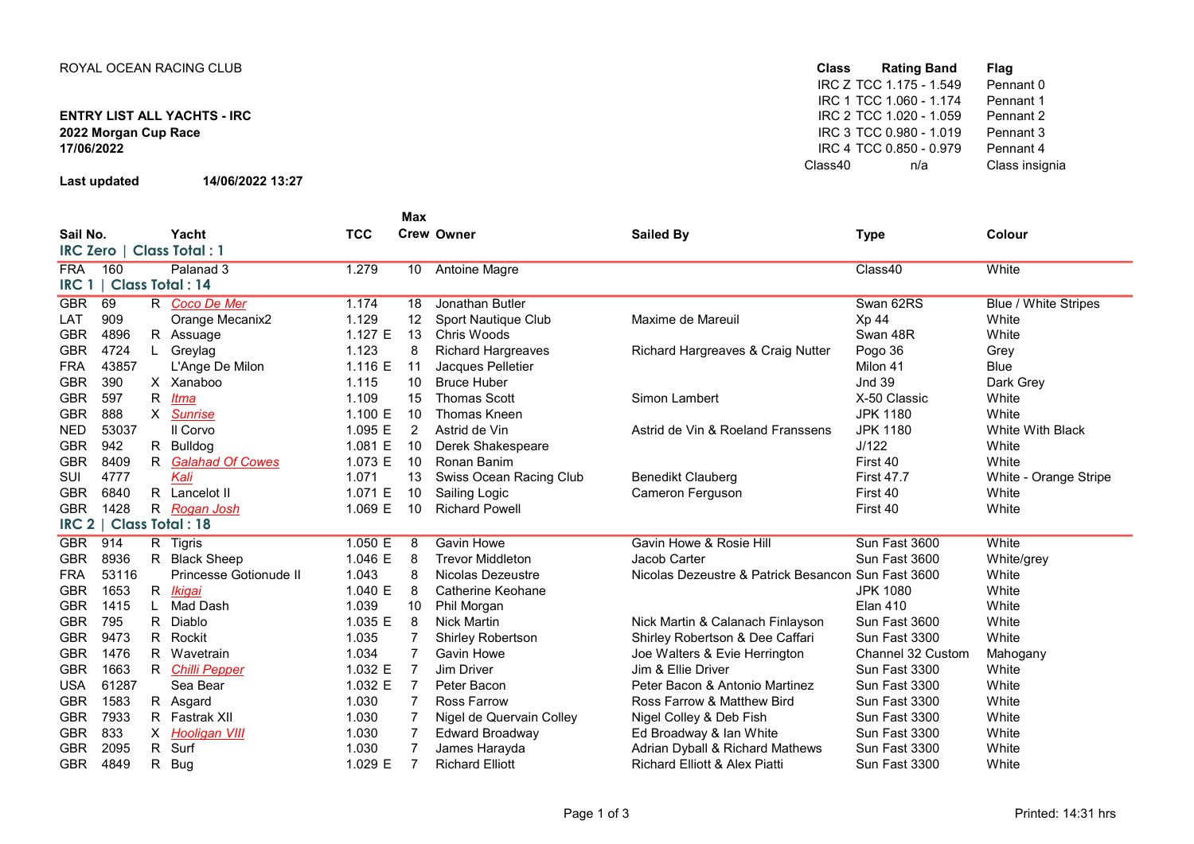ROYAL OCEAN RACING CLUB

**ENTRY LIST ALL YACHTS - IRC**
**2022 Morgan Cup Race**
**17/06/2022**

**Last updated** **14/06/2022 13:27**

| Class | Rating Band | Flag |
|---|---|---|
| IRC Z | TCC 1.175 - 1.549 | Pennant 0 |
| IRC 1 | TCC 1.060 - 1.174 | Pennant 1 |
| IRC 2 | TCC 1.020 - 1.059 | Pennant 2 |
| IRC 3 | TCC 0.980 - 1.019 | Pennant 3 |
| IRC 4 | TCC 0.850 - 0.979 | Pennant 4 |
| Class40 | n/a | Class insignia |

| Sail No. | | | Yacht | TCC | Max Crew | Owner | Sailed By | Type | Colour |
|---|---|---|---|---|---|---|---|---|---|
| **IRC Zero \| Class Total : 1** | | | | | | | | | |
| FRA | 160 | | Palanad 3 | 1.279 | 10 | Antoine Magre | | Class40 | White |
| **IRC 1 \| Class Total : 14** | | | | | | | | | |
| GBR | 69 | R | Coco De Mer | 1.174 | 18 | Jonathan Butler | | Swan 62RS | Blue / White Stripes |
| LAT | 909 | | Orange Mecanix2 | 1.129 | 12 | Sport Nautique Club | Maxime de Mareuil | Xp 44 | White |
| GBR | 4896 | R | Assuage | 1.127 E | 13 | Chris Woods | | Swan 48R | White |
| GBR | 4724 | L | Greylag | 1.123 | 8 | Richard Hargreaves | Richard Hargreaves & Craig Nutter | Pogo 36 | Grey |
| FRA | 43857 | | L'Ange De Milon | 1.116 E | 11 | Jacques Pelletier | | Milon 41 | Blue |
| GBR | 390 | X | Xanaboo | 1.115 | 10 | Bruce Huber | | Jnd 39 | Dark Grey |
| GBR | 597 | R | Itma | 1.109 | 15 | Thomas Scott | Simon Lambert | X-50 Classic | White |
| GBR | 888 | X | Sunrise | 1.100 E | 10 | Thomas Kneen | | JPK 1180 | White |
| NED | 53037 | | Il Corvo | 1.095 E | 2 | Astrid de Vin | Astrid de Vin & Roeland Franssens | JPK 1180 | White With Black |
| GBR | 942 | R | Bulldog | 1.081 E | 10 | Derek Shakespeare | | J/122 | White |
| GBR | 8409 | R | Galahad Of Cowes | 1.073 E | 10 | Ronan Banim | | First 40 | White |
| SUI | 4777 | | Kali | 1.071 | 13 | Swiss Ocean Racing Club | Benedikt Clauberg | First 47.7 | White - Orange Stripe |
| GBR | 6840 | R | Lancelot II | 1.071 E | 10 | Sailing Logic | Cameron Ferguson | First 40 | White |
| GBR | 1428 | R | Rogan Josh | 1.069 E | 10 | Richard Powell | | First 40 | White |
| **IRC 2 \| Class Total : 18** | | | | | | | | | |
| GBR | 914 | R | Tigris | 1.050 E | 8 | Gavin Howe | Gavin Howe & Rosie Hill | Sun Fast 3600 | White |
| GBR | 8936 | R | Black Sheep | 1.046 E | 8 | Trevor Middleton | Jacob Carter | Sun Fast 3600 | White/grey |
| FRA | 53116 | | Princesse Gotionude II | 1.043 | 8 | Nicolas Dezeustre | Nicolas Dezeustre & Patrick Besancon | Sun Fast 3600 | White |
| GBR | 1653 | R | Ikigai | 1.040 E | 8 | Catherine Keohane | | JPK 1080 | White |
| GBR | 1415 | L | Mad Dash | 1.039 | 10 | Phil Morgan | | Elan 410 | White |
| GBR | 795 | R | Diablo | 1.035 E | 8 | Nick Martin | Nick Martin & Calanach Finlayson | Sun Fast 3600 | White |
| GBR | 9473 | R | Rockit | 1.035 | 7 | Shirley Robertson | Shirley Robertson & Dee Caffari | Sun Fast 3300 | White |
| GBR | 1476 | R | Wavetrain | 1.034 | 7 | Gavin Howe | Joe Walters & Evie Herrington | Channel 32 Custom | Mahogany |
| GBR | 1663 | R | Chilli Pepper | 1.032 E | 7 | Jim Driver | Jim & Ellie Driver | Sun Fast 3300 | White |
| USA | 61287 | | Sea Bear | 1.032 E | 7 | Peter Bacon | Peter Bacon & Antonio Martinez | Sun Fast 3300 | White |
| GBR | 1583 | R | Asgard | 1.030 | 7 | Ross Farrow | Ross Farrow & Matthew Bird | Sun Fast 3300 | White |
| GBR | 7933 | R | Fastrak XII | 1.030 | 7 | Nigel de Quervain Colley | Nigel Colley & Deb Fish | Sun Fast 3300 | White |
| GBR | 833 | X | Hooligan VIII | 1.030 | 7 | Edward Broadway | Ed Broadway & Ian White | Sun Fast 3300 | White |
| GBR | 2095 | R | Surf | 1.030 | 7 | James Harayda | Adrian Dyball & Richard Mathews | Sun Fast 3300 | White |
| GBR | 4849 | R | Bug | 1.029 E | 7 | Richard Elliott | Richard Elliott & Alex Piatti | Sun Fast 3300 | White |

Printed: 14:31 hrs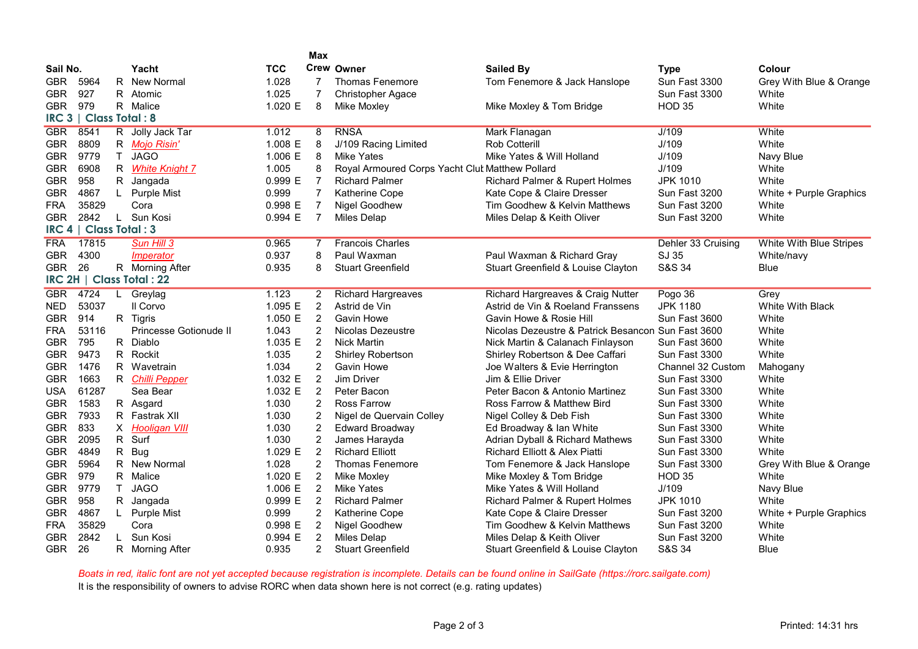| Sail No. | | | Yacht | TCC | Max Crew | Owner | Sailed By | Type | Colour |
|---|---|---|---|---|---|---|---|---|---|
| GBR | 5964 | R | New Normal | 1.028 | 7 | Thomas Fenemore | Tom Fenemore & Jack Hanslope | Sun Fast 3300 | Grey With Blue & Orange |
| GBR | 927 | R | Atomic | 1.025 | 7 | Christopher Agace | | Sun Fast 3300 | White |
| GBR | 979 | R | Malice | 1.020 E | 8 | Mike Moxley | Mike Moxley & Tom Bridge | HOD 35 | White |

## IRC 3 | Class Total : 8

| Sail No. | | | Yacht | TCC | Max Crew | Owner | Sailed By | Type | Colour |
|---|---|---|---|---|---|---|---|---|---|
| GBR | 8541 | R | Jolly Jack Tar | 1.012 | 8 | RNSA | Mark Flanagan | J/109 | White |
| GBR | 8809 | R | *Mojo Risin'* | 1.008 E | 8 | J/109 Racing Limited | Rob Cotterill | J/109 | White |
| GBR | 9779 | T | JAGO | 1.006 E | 8 | Mike Yates | Mike Yates & Will Holland | J/109 | Navy Blue |
| GBR | 6908 | R | *White Knight 7* | 1.005 | 8 | Royal Armoured Corps Yacht Club | Matthew Pollard | J/109 | White |
| GBR | 958 | R | Jangada | 0.999 E | 7 | Richard Palmer | Richard Palmer & Rupert Holmes | JPK 1010 | White |
| GBR | 4867 | L | Purple Mist | 0.999 | 7 | Katherine Cope | Kate Cope & Claire Dresser | Sun Fast 3200 | White + Purple Graphics |
| FRA | 35829 | | Cora | 0.998 E | 7 | Nigel Goodhew | Tim Goodhew & Kelvin Matthews | Sun Fast 3200 | White |
| GBR | 2842 | L | Sun Kosi | 0.994 E | 7 | Miles Delap | Miles Delap & Keith Oliver | Sun Fast 3200 | White |

## IRC 4 | Class Total : 3

| Sail No. | | | Yacht | TCC | Max Crew | Owner | Sailed By | Type | Colour |
|---|---|---|---|---|---|---|---|---|---|
| FRA | 17815 | | *Sun Hill 3* | 0.965 | 7 | Francois Charles | | Dehler 33 Cruising | White With Blue Stripes |
| GBR | 4300 | | *Imperator* | 0.937 | 8 | Paul Waxman | Paul Waxman & Richard Gray | SJ 35 | White/navy |
| GBR | 26 | R | Morning After | 0.935 | 8 | Stuart Greenfield | Stuart Greenfield & Louise Clayton | S&S 34 | Blue |

## IRC 2H | Class Total : 22

| Sail No. | | | Yacht | TCC | Max Crew | Owner | Sailed By | Type | Colour |
|---|---|---|---|---|---|---|---|---|---|
| GBR | 4724 | L | Greylag | 1.123 | 2 | Richard Hargreaves | Richard Hargreaves & Craig Nutter | Pogo 36 | Grey |
| NED | 53037 | | Il Corvo | 1.095 E | 2 | Astrid de Vin | Astrid de Vin & Roeland Franssens | JPK 1180 | White With Black |
| GBR | 914 | R | Tigris | 1.050 E | 2 | Gavin Howe | Gavin Howe & Rosie Hill | Sun Fast 3600 | White |
| FRA | 53116 | | Princesse Gotionude II | 1.043 | 2 | Nicolas Dezeustre | Nicolas Dezeustre & Patrick Besancon | Sun Fast 3600 | White |
| GBR | 795 | R | Diablo | 1.035 E | 2 | Nick Martin | Nick Martin & Calanach Finlayson | Sun Fast 3600 | White |
| GBR | 9473 | R | Rockit | 1.035 | 2 | Shirley Robertson | Shirley Robertson & Dee Caffari | Sun Fast 3300 | White |
| GBR | 1476 | R | Wavetrain | 1.034 | 2 | Gavin Howe | Joe Walters & Evie Herrington | Channel 32 Custom | Mahogany |
| GBR | 1663 | R | *Chilli Pepper* | 1.032 E | 2 | Jim Driver | Jim & Ellie Driver | Sun Fast 3300 | White |
| USA | 61287 | | Sea Bear | 1.032 E | 2 | Peter Bacon | Peter Bacon & Antonio Martinez | Sun Fast 3300 | White |
| GBR | 1583 | R | Asgard | 1.030 | 2 | Ross Farrow | Ross Farrow & Matthew Bird | Sun Fast 3300 | White |
| GBR | 7933 | R | Fastrak XII | 1.030 | 2 | Nigel de Quervain Colley | Nigel Colley & Deb Fish | Sun Fast 3300 | White |
| GBR | 833 | X | *Hooligan VIII* | 1.030 | 2 | Edward Broadway | Ed Broadway & Ian White | Sun Fast 3300 | White |
| GBR | 2095 | R | Surf | 1.030 | 2 | James Harayda | Adrian Dyball & Richard Mathews | Sun Fast 3300 | White |
| GBR | 4849 | R | Bug | 1.029 E | 2 | Richard Elliott | Richard Elliott & Alex Piatti | Sun Fast 3300 | White |
| GBR | 5964 | R | New Normal | 1.028 | 2 | Thomas Fenemore | Tom Fenemore & Jack Hanslope | Sun Fast 3300 | Grey With Blue & Orange |
| GBR | 979 | R | Malice | 1.020 E | 2 | Mike Moxley | Mike Moxley & Tom Bridge | HOD 35 | White |
| GBR | 9779 | T | JAGO | 1.006 E | 2 | Mike Yates | Mike Yates & Will Holland | J/109 | Navy Blue |
| GBR | 958 | R | Jangada | 0.999 E | 2 | Richard Palmer | Richard Palmer & Rupert Holmes | JPK 1010 | White |
| GBR | 4867 | L | Purple Mist | 0.999 | 2 | Katherine Cope | Kate Cope & Claire Dresser | Sun Fast 3200 | White + Purple Graphics |
| FRA | 35829 | | Cora | 0.998 E | 2 | Nigel Goodhew | Tim Goodhew & Kelvin Matthews | Sun Fast 3200 | White |
| GBR | 2842 | L | Sun Kosi | 0.994 E | 2 | Miles Delap | Miles Delap & Keith Oliver | Sun Fast 3200 | White |
| GBR | 26 | R | Morning After | 0.935 | 2 | Stuart Greenfield | Stuart Greenfield & Louise Clayton | S&S 34 | Blue |

*Boats in red, italic font are not yet accepted because registration is incomplete. Details can be found online in SailGate (https://rorc.sailgate.com)*

It is the responsibility of owners to advise RORC when data shown here is not correct (e.g. rating updates)

Printed: 14:31 hrs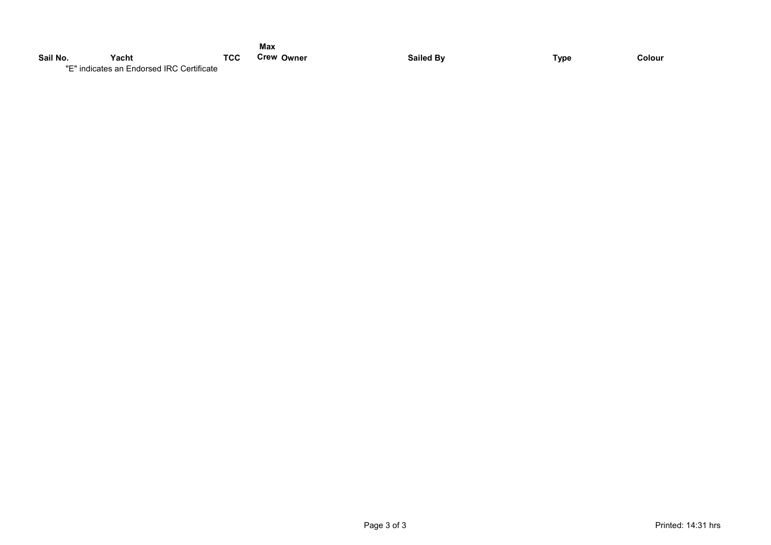| Sail No. | Yacht | TCC | Max Crew | Owner | Sailed By | Type | Colour |
|---|---|---|---|---|---|---|---|

"E" indicates an Endorsed IRC Certificate

Printed: 14:31 hrs